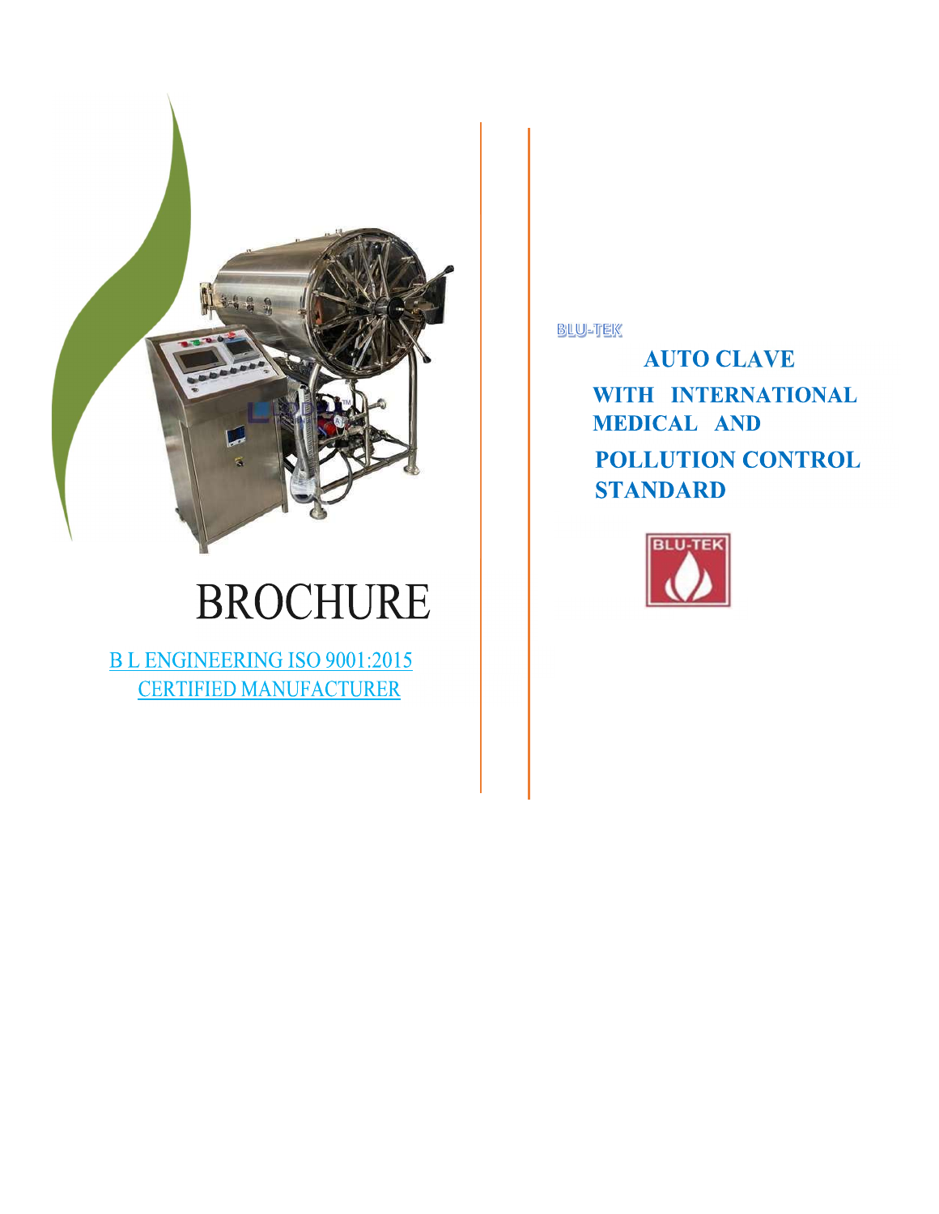# BROCHURE

B L ENGINEERING ISO 9001:2015 CERTIFIED MANUFACTURER

BLU-TEK

## AUTO CLAVE WITH INTERNATIONAL MEDICAL AND POLLUTION CONTROL STANDARD

BLU-TEK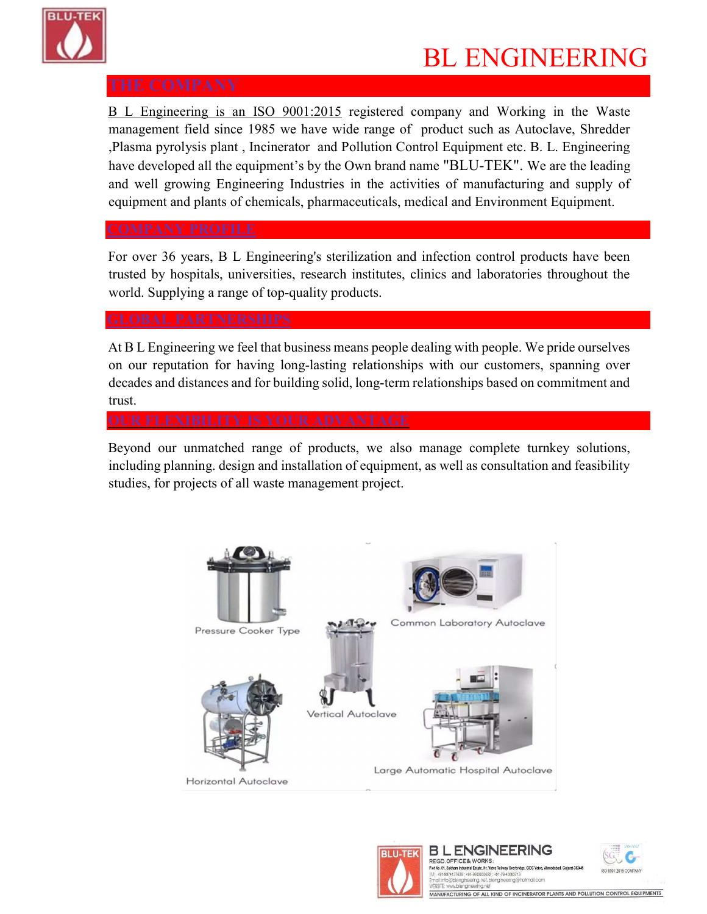# BL ENGINEERING

## THE COMPANY

B L Engineering is an ISO 9001:2015 registered company and Working in the Waste management field since 1985 we have wide range of product such as Autoclave, Shredder ,Plasma pyrolysis plant , Incinerator and Pollution Control Equipment etc. B. L. Engineering have developed all the equipment's by the Own brand name "BLU-TEK". We are the leading and well growing Engineering Industries in the activities of manufacturing and supply of equipment and plants of chemicals, pharmaceuticals, medical and Environment Equipment.

## COMPANY PROFILE

For over 36 years, B L Engineering's sterilization and infection control products have been trusted by hospitals, universities, research institutes, clinics and laboratories throughout the world. Supplying a range of top-quality products.

## GLOBAL PARTNERSHIPS

At B L Engineering we feel that business means people dealing with people. We pride ourselves on our reputation for having long-lasting relationships with our customers, spanning over decades and distances and for building solid, long-term relationships based on commitment and trust.

## OUR FLEXIBILITY IS YOUR ADVANTAGE

Beyond our unmatched range of products, we also manage complete turnkey solutions, including planning. design and installation of equipment, as well as consultation and feasibility studies, for projects of all waste management project.

Pressure Cooker Type

Common Laboratory Autoclave

Vertical Autoclave

Horizontal Autoclave

Large Automatic Hospital Autoclave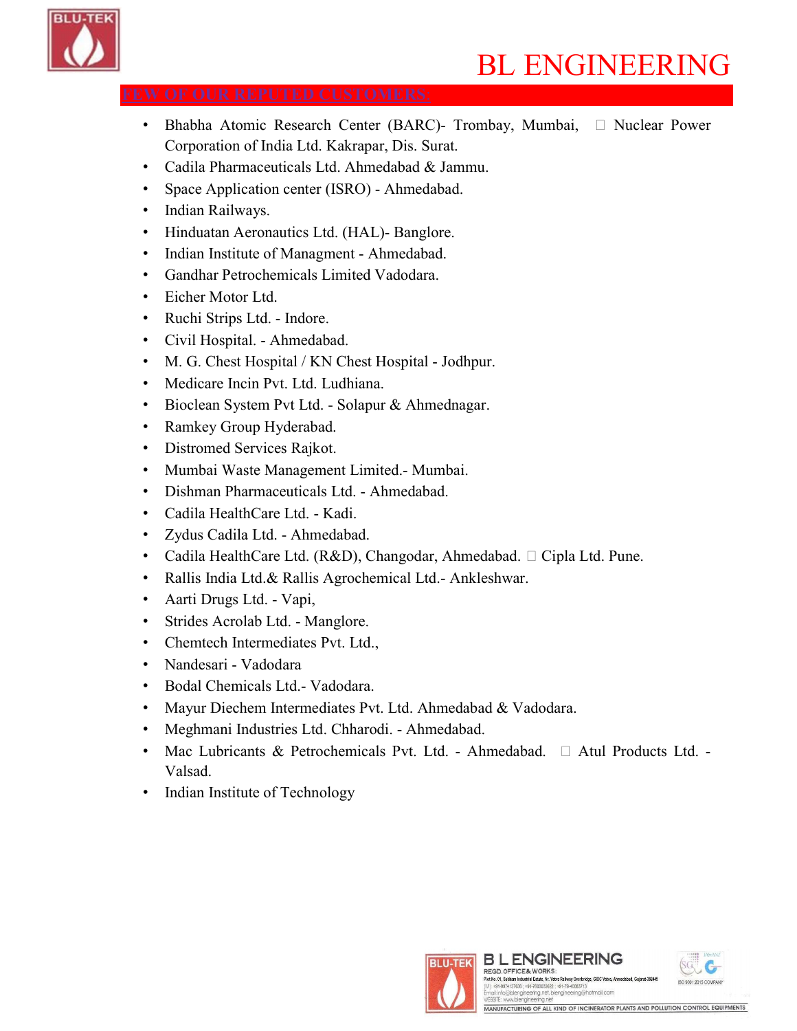## FEW OF OUR REPUTED CUSTOMERS:

- Bhabha Atomic Research Center (BARC)- Trombay, Mumbai,  Nuclear Power Corporation of India Ltd. Kakrapar, Dis. Surat.
- Cadila Pharmaceuticals Ltd. Ahmedabad & Jammu.
- Space Application center (ISRO) - Ahmedabad.
- Indian Railways.
- Hinduatan Aeronautics Ltd. (HAL)- Banglore.
- Indian Institute of Managment - Ahmedabad.
- Gandhar Petrochemicals Limited Vadodara.
- Eicher Motor Ltd.
- Ruchi Strips Ltd. - Indore.
- Civil Hospital. - Ahmedabad.
- M. G. Chest Hospital / KN Chest Hospital - Jodhpur.
- Medicare Incin Pvt. Ltd. Ludhiana.
- Bioclean System Pvt Ltd. - Solapur & Ahmednagar.
- Ramkey Group Hyderabad.
- Distromed Services Rajkot.
- Mumbai Waste Management Limited.- Mumbai.
- Dishman Pharmaceuticals Ltd. - Ahmedabad.
- Cadila HealthCare Ltd. - Kadi.
- Zydus Cadila Ltd. - Ahmedabad.
- Cadila HealthCare Ltd. (R&D), Changodar, Ahmedabad.  Cipla Ltd. Pune.
- Rallis India Ltd.& Rallis Agrochemical Ltd.- Ankleshwar.
- Aarti Drugs Ltd. - Vapi,
- Strides Acrolab Ltd. - Manglore.
- Chemtech Intermediates Pvt. Ltd.,
- Nandesari - Vadodara
- Bodal Chemicals Ltd.- Vadodara.
- Mayur Diechem Intermediates Pvt. Ltd. Ahmedabad & Vadodara.
- Meghmani Industries Ltd. Chharodi. - Ahmedabad.
- Mac Lubricants & Petrochemicals Pvt. Ltd. - Ahmedabad.  Atul Products Ltd. - Valsad.
- Indian Institute of Technology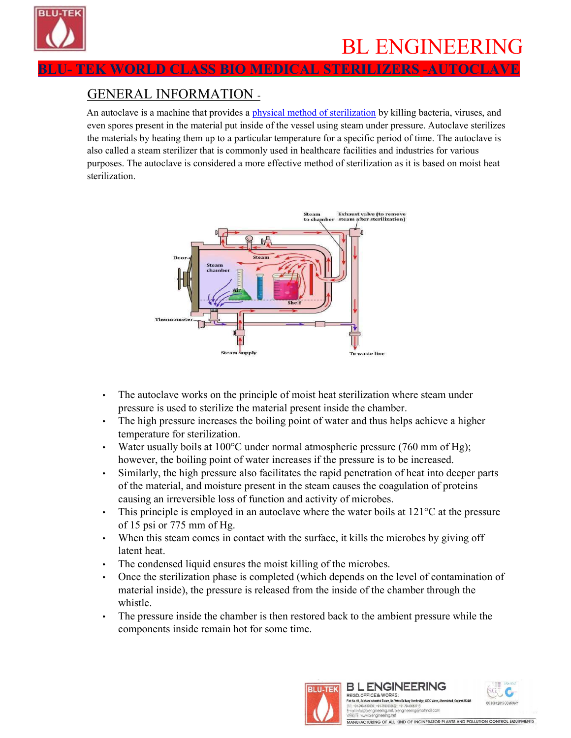# BL ENGINEERING

## BLU- TEK WORLD CLASS BIO MEDICAL STERILIZERS -AUTOCLAVE

### GENERAL INFORMATION -

An autoclave is a machine that provides a physical method of sterilization by killing bacteria, viruses, and even spores present in the material put inside of the vessel using steam under pressure. Autoclave sterilizes the materials by heating them up to a particular temperature for a specific period of time. The autoclave is also called a steam sterilizer that is commonly used in healthcare facilities and industries for various purposes. The autoclave is considered a more effective method of sterilization as it is based on moist heat sterilization.

- The autoclave works on the principle of moist heat sterilization where steam under pressure is used to sterilize the material present inside the chamber.
- The high pressure increases the boiling point of water and thus helps achieve a higher temperature for sterilization.
- Water usually boils at 100°C under normal atmospheric pressure (760 mm of Hg); however, the boiling point of water increases if the pressure is to be increased.
- Similarly, the high pressure also facilitates the rapid penetration of heat into deeper parts of the material, and moisture present in the steam causes the coagulation of proteins causing an irreversible loss of function and activity of microbes.
- This principle is employed in an autoclave where the water boils at 121°C at the pressure of 15 psi or 775 mm of Hg.
- When this steam comes in contact with the surface, it kills the microbes by giving off latent heat.
- The condensed liquid ensures the moist killing of the microbes.
- Once the sterilization phase is completed (which depends on the level of contamination of material inside), the pressure is released from the inside of the chamber through the whistle.
- The pressure inside the chamber is then restored back to the ambient pressure while the components inside remain hot for some time.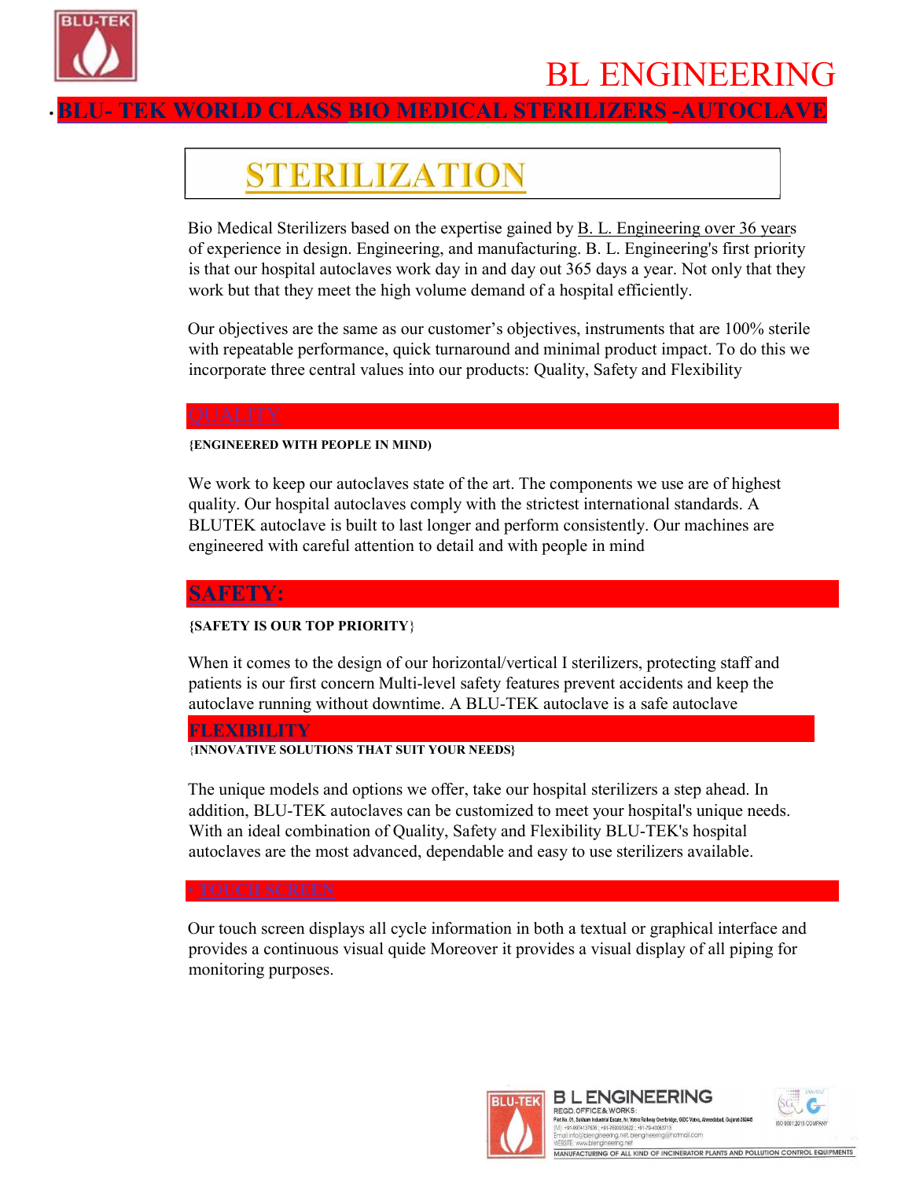BL ENGINEERING

**BLU- TEK WORLD CLASS BIO MEDICAL STERILIZERS -AUTOCLAVE**

# STERILIZATION

Bio Medical Sterilizers based on the expertise gained by B. L. Engineering over 36 years of experience in design. Engineering, and manufacturing. B. L. Engineering's first priority is that our hospital autoclaves work day in and day out 365 days a year. Not only that they work but that they meet the high volume demand of a hospital efficiently.

Our objectives are the same as our customer's objectives, instruments that are 100% sterile with repeatable performance, quick turnaround and minimal product impact. To do this we incorporate three central values into our products: Quality, Safety and Flexibility

## QUALITY

**{ENGINEERED WITH PEOPLE IN MIND)**

We work to keep our autoclaves state of the art. The components we use are of highest quality. Our hospital autoclaves comply with the strictest international standards. A BLUTEK autoclave is built to last longer and perform consistently. Our machines are engineered with careful attention to detail and with people in mind

## SAFETY:

**{SAFETY IS OUR TOP PRIORITY}**

When it comes to the design of our horizontal/vertical I sterilizers, protecting staff and patients is our first concern Multi-level safety features prevent accidents and keep the autoclave running without downtime. A BLU-TEK autoclave is a safe autoclave

## FLEXIBILITY

**{INNOVATIVE SOLUTIONS THAT SUIT YOUR NEEDS}**

The unique models and options we offer, take our hospital sterilizers a step ahead. In addition, BLU-TEK autoclaves can be customized to meet your hospital's unique needs. With an ideal combination of Quality, Safety and Flexibility BLU-TEK's hospital autoclaves are the most advanced, dependable and easy to use sterilizers available.

## • TOUCH SCREEN

Our touch screen displays all cycle information in both a textual or graphical interface and provides a continuous visual quide Moreover it provides a visual display of all piping for monitoring purposes.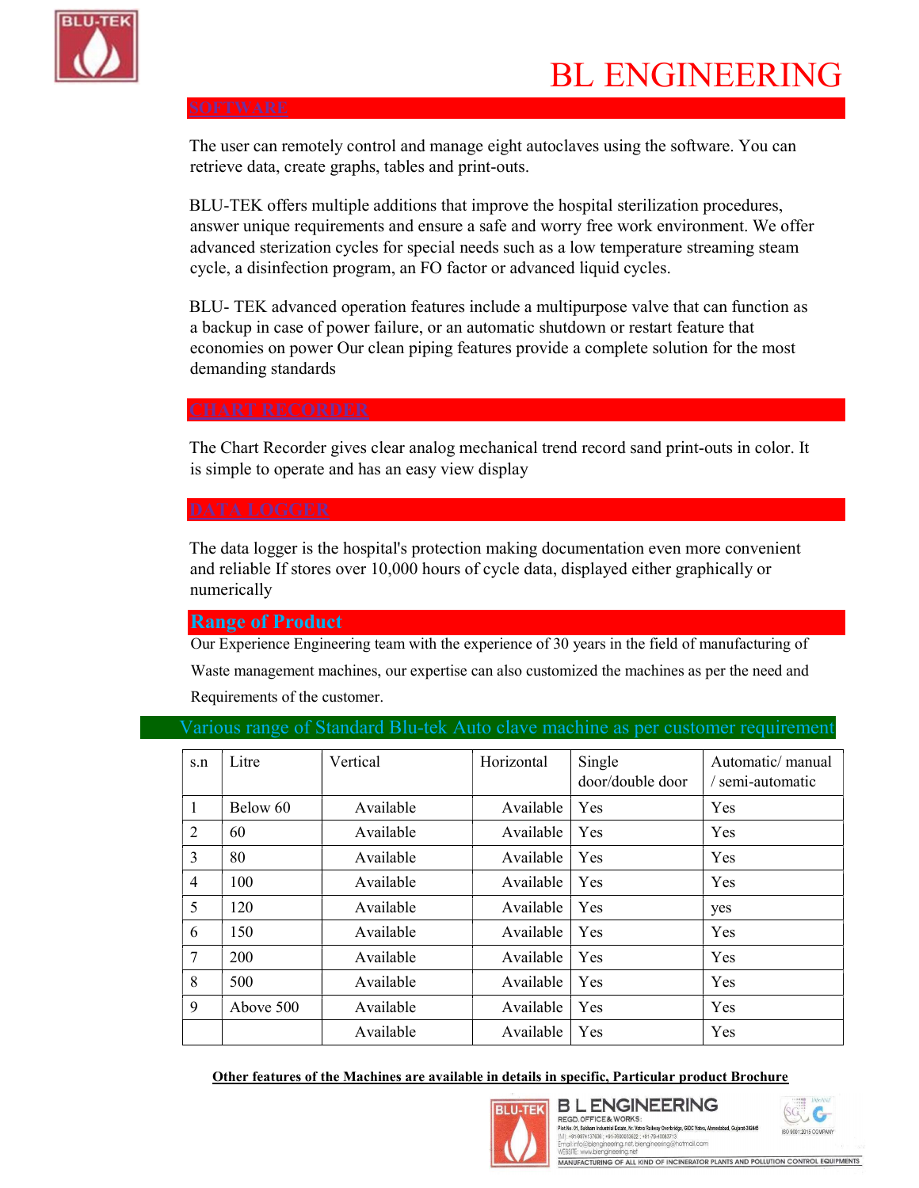## SOFTWARE

The user can remotely control and manage eight autoclaves using the software. You can retrieve data, create graphs, tables and print-outs.

BLU-TEK offers multiple additions that improve the hospital sterilization procedures, answer unique requirements and ensure a safe and worry free work environment. We offer advanced sterization cycles for special needs such as a low temperature streaming steam cycle, a disinfection program, an FO factor or advanced liquid cycles.

BLU- TEK advanced operation features include a multipurpose valve that can function as a backup in case of power failure, or an automatic shutdown or restart feature that economies on power Our clean piping features provide a complete solution for the most demanding standards

## CHART RECORDER

The Chart Recorder gives clear analog mechanical trend record sand print-outs in color. It is simple to operate and has an easy view display

## DATA LOGGER

The data logger is the hospital's protection making documentation even more convenient and reliable If stores over 10,000 hours of cycle data, displayed either graphically or numerically

## Range of Product

Our Experience Engineering team with the experience of 30 years in the field of manufacturing of Waste management machines, our expertise can also customized the machines as per the need and Requirements of the customer.

### Various range of Standard Blu-tek Auto clave machine as per customer requirement

| s.n | Litre | Vertical | Horizontal | Single door/double door | Automatic/ manual / semi-automatic |
|---|---|---|---|---|---|
| 1 | Below 60 | Available | Available | Yes | Yes |
| 2 | 60 | Available | Available | Yes | Yes |
| 3 | 80 | Available | Available | Yes | Yes |
| 4 | 100 | Available | Available | Yes | Yes |
| 5 | 120 | Available | Available | Yes | yes |
| 6 | 150 | Available | Available | Yes | Yes |
| 7 | 200 | Available | Available | Yes | Yes |
| 8 | 500 | Available | Available | Yes | Yes |
| 9 | Above 500 | Available | Available | Yes | Yes |
| | | Available | Available | Yes | Yes |

**Other features of the Machines are available in details in specific, Particular product Brochure**